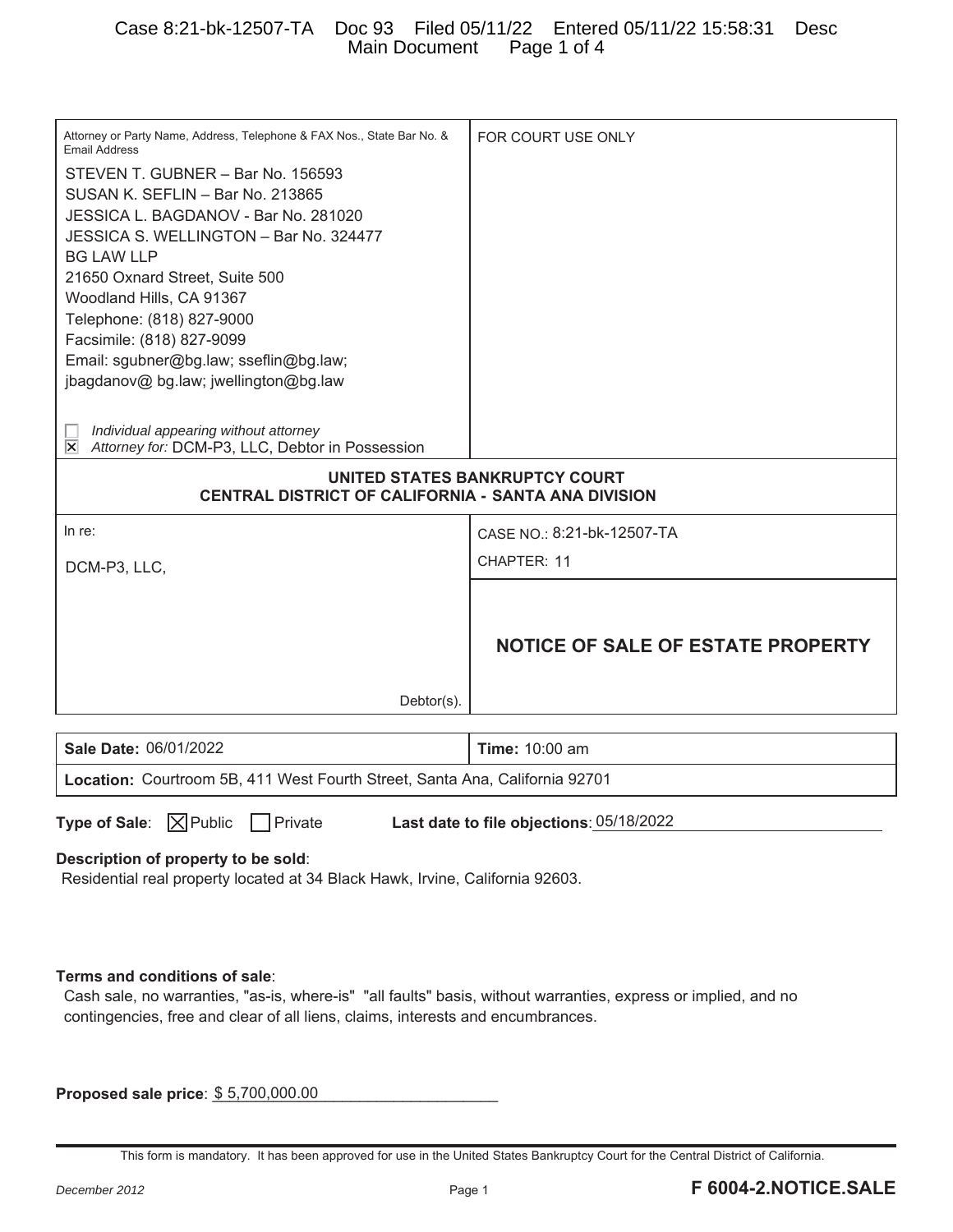| Attorney or Party Name, Address, Telephone & FAX Nos., State Bar No. & Email Address | FOR COURT USE ONLY |
|---|---|
| STEVEN T. GUBNER – Bar No. 156593<br>SUSAN K. SEFLIN – Bar No. 213865<br>JESSICA L. BAGDANOV - Bar No. 281020<br>JESSICA S. WELLINGTON – Bar No. 324477<br>BG LAW LLP<br>21650 Oxnard Street, Suite 500<br>Woodland Hills, CA 91367<br>Telephone: (818) 827-9000<br>Facsimile: (818) 827-9099<br>Email: sgubner@bg.law; sseflin@bg.law; jbagdanov@ bg.law; jwellington@bg.law<br><br>☐ *Individual appearing without attorney*<br>☒ *Attorney for:* DCM-P3, LLC, Debtor in Possession | |

**UNITED STATES BANKRUPTCY COURT**
**CENTRAL DISTRICT OF CALIFORNIA - SANTA ANA DIVISION**

| In re: | CASE NO.: 8:21-bk-12507-TA |
|---|---|
| DCM-P3, LLC, | CHAPTER: 11 |
| Debtor(s). | **NOTICE OF SALE OF ESTATE PROPERTY** |

| **Sale Date:** 06/01/2022 | **Time:** 10:00 am |
|---|---|
| **Location:** Courtroom 5B, 411 West Fourth Street, Santa Ana, California 92701 | |

**Type of Sale**: ☒ Public ☐ Private **Last date to file objections**: 05/18/2022

**Description of property to be sold**:
Residential real property located at 34 Black Hawk, Irvine, California 92603.

**Terms and conditions of sale**:
Cash sale, no warranties, "as-is, where-is" "all faults" basis, without warranties, express or implied, and no contingencies, free and clear of all liens, claims, interests and encumbrances.

**Proposed sale price**: $ 5,700,000.00

This form is mandatory. It has been approved for use in the United States Bankruptcy Court for the Central District of California.

December 2012 **F 6004-2.NOTICE.SALE**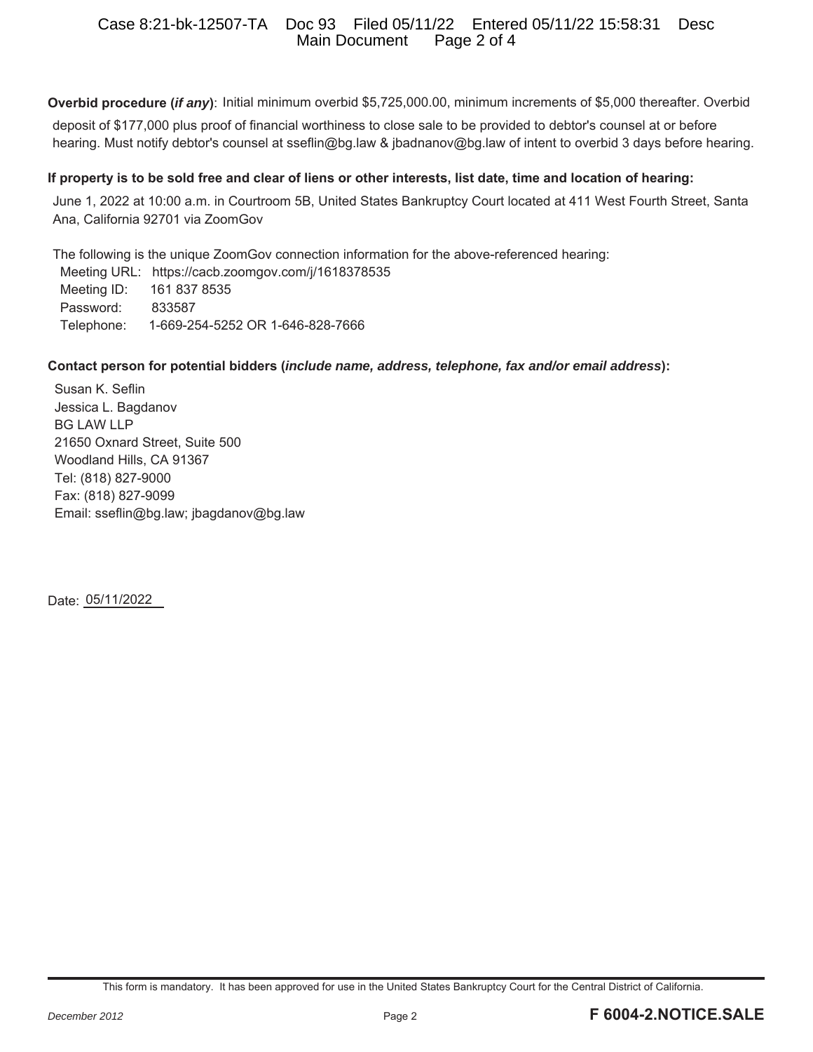**Overbid procedure (*if any*)**: Initial minimum overbid $5,725,000.00, minimum increments of $5,000 thereafter. Overbid deposit of $177,000 plus proof of financial worthiness to close sale to be provided to debtor's counsel at or before hearing. Must notify debtor's counsel at sseflin@bg.law & jbadnanov@bg.law of intent to overbid 3 days before hearing.

**If property is to be sold free and clear of liens or other interests, list date, time and location of hearing:**

June 1, 2022 at 10:00 a.m. in Courtroom 5B, United States Bankruptcy Court located at 411 West Fourth Street, Santa Ana, California 92701 via ZoomGov

The following is the unique ZoomGov connection information for the above-referenced hearing:

Meeting URL: https://cacb.zoomgov.com/j/1618378535
Meeting ID: 161 837 8535
Password: 833587
Telephone: 1-669-254-5252 OR 1-646-828-7666

**Contact person for potential bidders (*include name, address, telephone, fax and/or email address*):**

Susan K. Seflin
Jessica L. Bagdanov
BG LAW LLP
21650 Oxnard Street, Suite 500
Woodland Hills, CA 91367
Tel: (818) 827-9000
Fax: (818) 827-9099
Email: sseflin@bg.law; jbagdanov@bg.law

Date: 05/11/2022

This form is mandatory. It has been approved for use in the United States Bankruptcy Court for the Central District of California.

December 2012 F 6004-2.NOTICE.SALE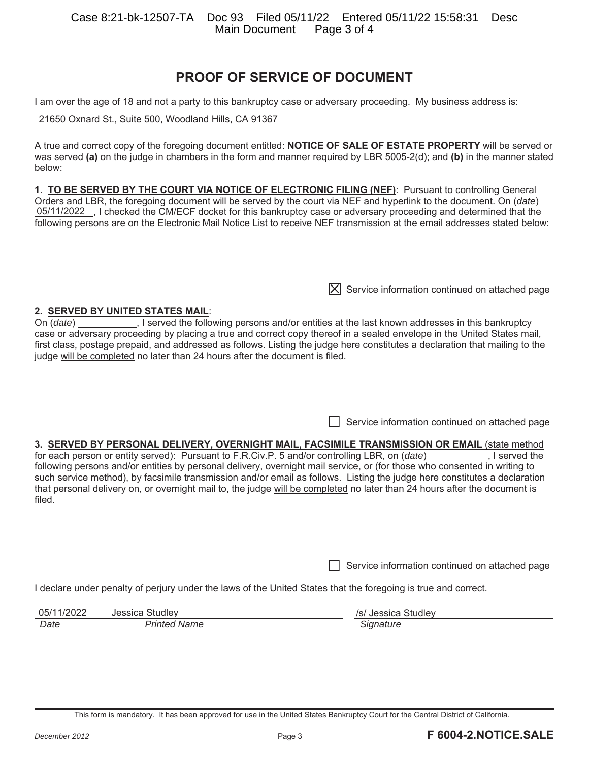# PROOF OF SERVICE OF DOCUMENT

I am over the age of 18 and not a party to this bankruptcy case or adversary proceeding. My business address is:

21650 Oxnard St., Suite 500, Woodland Hills, CA 91367

A true and correct copy of the foregoing document entitled: **NOTICE OF SALE OF ESTATE PROPERTY** will be served or was served **(a)** on the judge in chambers in the form and manner required by LBR 5005-2(d); and **(b)** in the manner stated below:

**1. TO BE SERVED BY THE COURT VIA NOTICE OF ELECTRONIC FILING (NEF)**: Pursuant to controlling General Orders and LBR, the foregoing document will be served by the court via NEF and hyperlink to the document. On (*date*) 05/11/2022, I checked the CM/ECF docket for this bankruptcy case or adversary proceeding and determined that the following persons are on the Electronic Mail Notice List to receive NEF transmission at the email addresses stated below:

☒ Service information continued on attached page

**2. SERVED BY UNITED STATES MAIL**:
On (*date*) ___________, I served the following persons and/or entities at the last known addresses in this bankruptcy case or adversary proceeding by placing a true and correct copy thereof in a sealed envelope in the United States mail, first class, postage prepaid, and addressed as follows. Listing the judge here constitutes a declaration that mailing to the judge will be completed no later than 24 hours after the document is filed.

☐ Service information continued on attached page

**3. SERVED BY PERSONAL DELIVERY, OVERNIGHT MAIL, FACSIMILE TRANSMISSION OR EMAIL** (state method for each person or entity served): Pursuant to F.R.Civ.P. 5 and/or controlling LBR, on (*date*) ___________, I served the following persons and/or entities by personal delivery, overnight mail service, or (for those who consented in writing to such service method), by facsimile transmission and/or email as follows. Listing the judge here constitutes a declaration that personal delivery on, or overnight mail to, the judge will be completed no later than 24 hours after the document is filed.

☐ Service information continued on attached page

I declare under penalty of perjury under the laws of the United States that the foregoing is true and correct.

| 05/11/2022 | Jessica Studley | /s/ Jessica Studley |
|---|---|---|
| *Date* | *Printed Name* | *Signature* |

This form is mandatory. It has been approved for use in the United States Bankruptcy Court for the Central District of California.

*December 2012* **F 6004-2.NOTICE.SALE**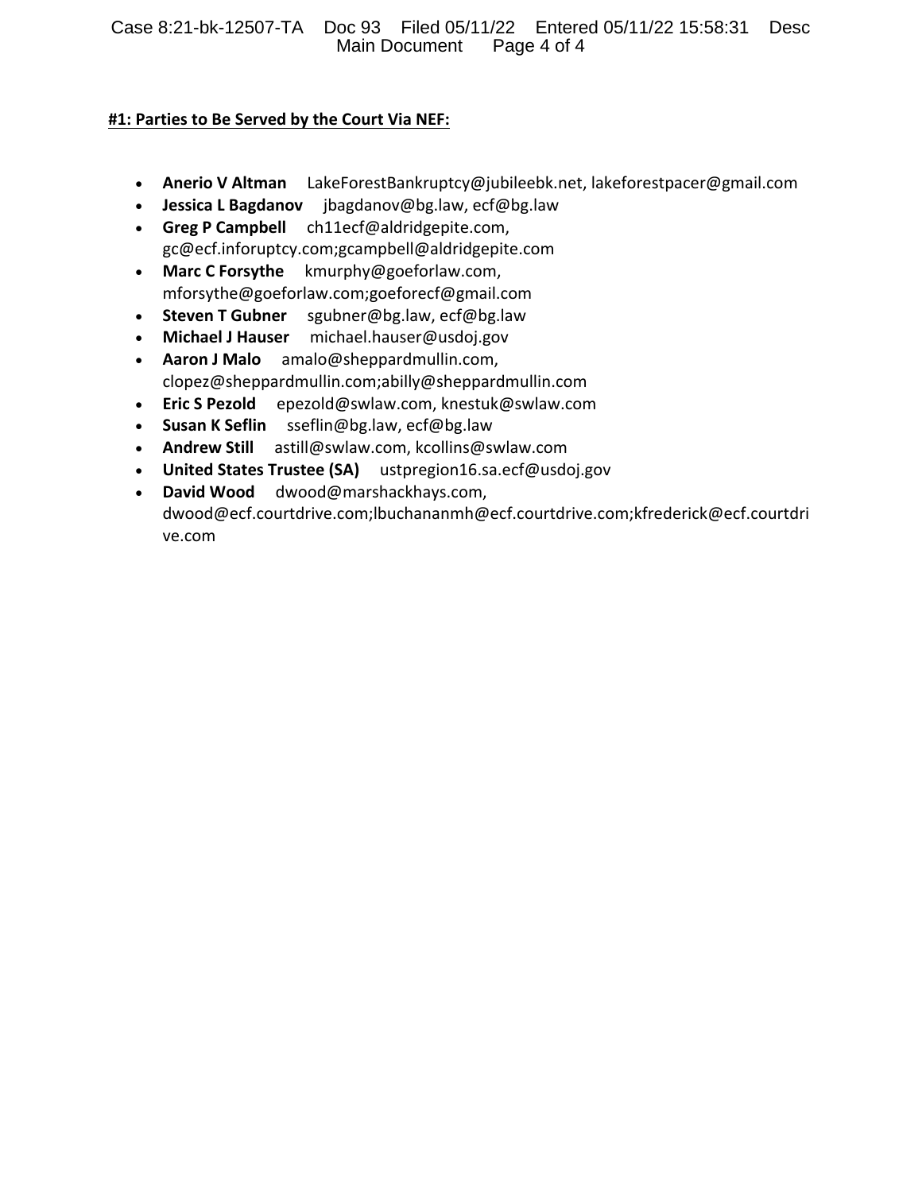**#1: Parties to Be Served by the Court Via NEF:**

- **Anerio V Altman** LakeForestBankruptcy@jubileebk.net, lakeforestpacer@gmail.com
- **Jessica L Bagdanov** jbagdanov@bg.law, ecf@bg.law
- **Greg P Campbell** ch11ecf@aldridgepite.com, gc@ecf.inforuptcy.com;gcampbell@aldridgepite.com
- **Marc C Forsythe** kmurphy@goeforlaw.com, mforsythe@goeforlaw.com;goeforecf@gmail.com
- **Steven T Gubner** sgubner@bg.law, ecf@bg.law
- **Michael J Hauser** michael.hauser@usdoj.gov
- **Aaron J Malo** amalo@sheppardmullin.com, clopez@sheppardmullin.com;abilly@sheppardmullin.com
- **Eric S Pezold** epezold@swlaw.com, knestuk@swlaw.com
- **Susan K Seflin** sseflin@bg.law, ecf@bg.law
- **Andrew Still** astill@swlaw.com, kcollins@swlaw.com
- **United States Trustee (SA)** ustpregion16.sa.ecf@usdoj.gov
- **David Wood** dwood@marshackhays.com, dwood@ecf.courtdrive.com;lbuchananmh@ecf.courtdrive.com;kfrederick@ecf.courtdrive.com